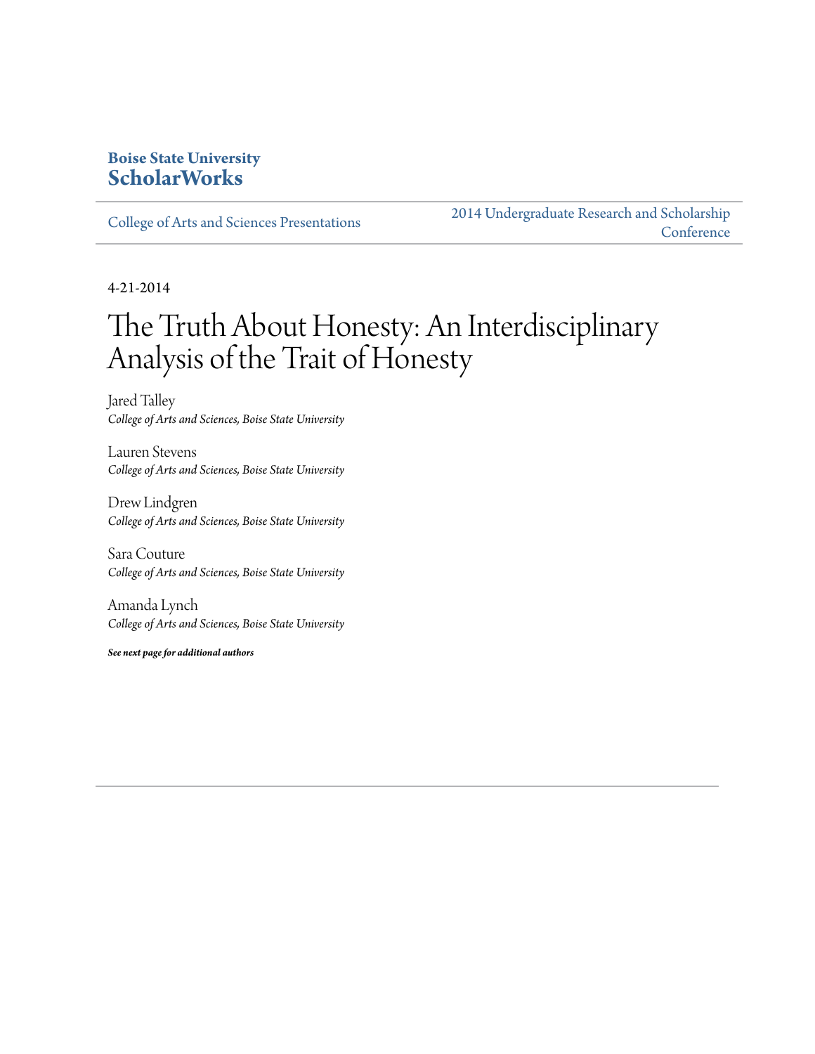**Boise State University**
**ScholarWorks**

College of Arts and Sciences Presentations

2014 Undergraduate Research and Scholarship Conference

4-21-2014

# The Truth About Honesty: An Interdisciplinary Analysis of the Trait of Honesty

Jared Talley
*College of Arts and Sciences, Boise State University*

Lauren Stevens
*College of Arts and Sciences, Boise State University*

Drew Lindgren
*College of Arts and Sciences, Boise State University*

Sara Couture
*College of Arts and Sciences, Boise State University*

Amanda Lynch
*College of Arts and Sciences, Boise State University*

***See next page for additional authors***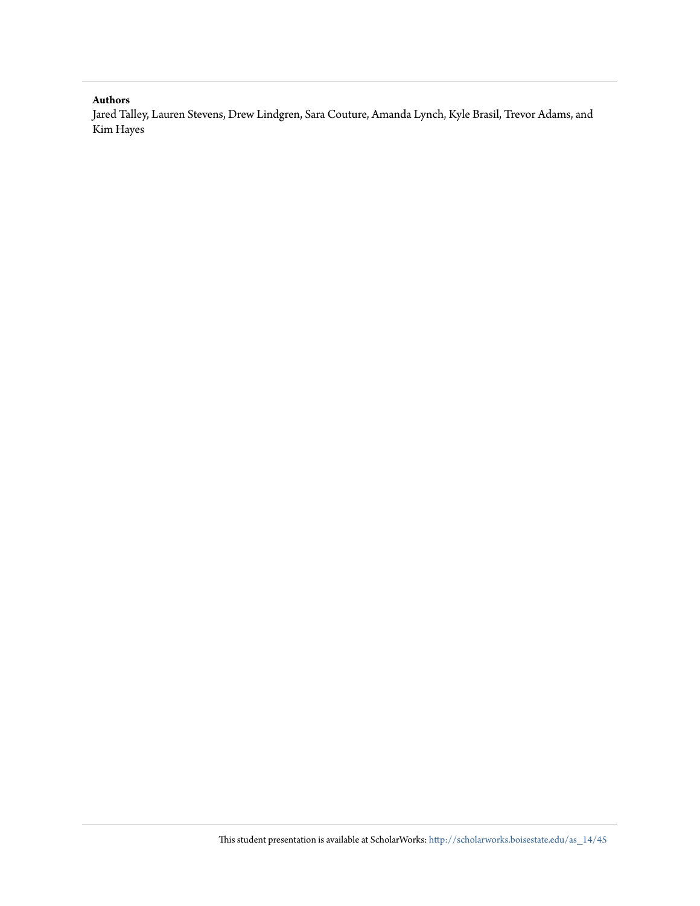**Authors**

Jared Talley, Lauren Stevens, Drew Lindgren, Sara Couture, Amanda Lynch, Kyle Brasil, Trevor Adams, and Kim Hayes

This student presentation is available at ScholarWorks: http://scholarworks.boisestate.edu/as_14/45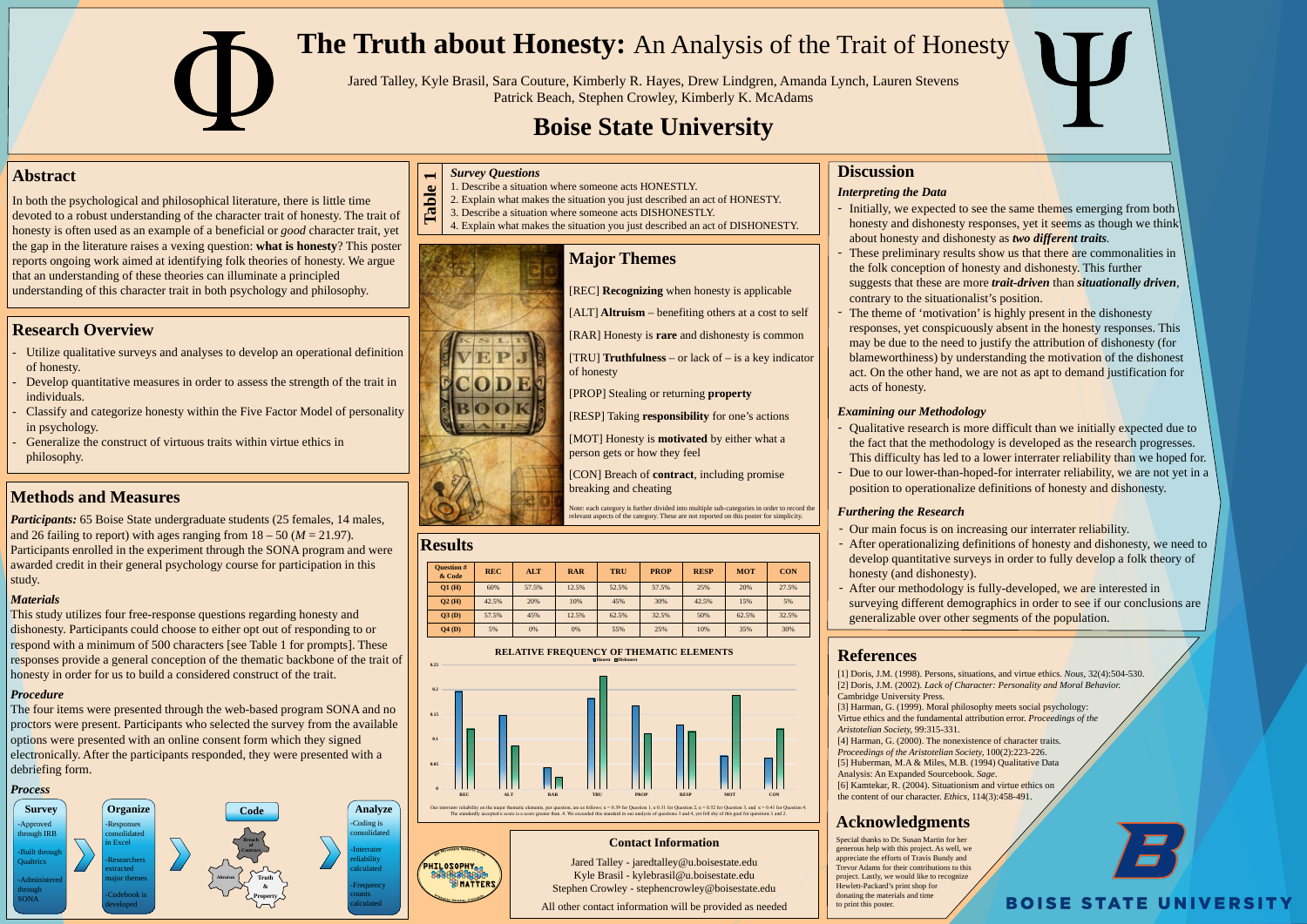# The Truth about Honesty: An Analysis of the Trait of Honesty

Jared Talley, Kyle Brasil, Sara Couture, Kimberly R. Hayes, Drew Lindgren, Amanda Lynch, Lauren Stevens
Patrick Beach, Stephen Crowley, Kimberly K. McAdams

## Boise State University

## Abstract

In both the psychological and philosophical literature, there is little time devoted to a robust understanding of the character trait of honesty. The trait of honesty is often used as an example of a beneficial or *good* character trait, yet the gap in the literature raises a vexing question: **what is honesty**? This poster reports ongoing work aimed at identifying folk theories of honesty. We argue that an understanding of these theories can illuminate a principled understanding of this character trait in both psychology and philosophy.

## Research Overview

- Utilize qualitative surveys and analyses to develop an operational definition of honesty.
- Develop quantitative measures in order to assess the strength of the trait in individuals.
- Classify and categorize honesty within the Five Factor Model of personality in psychology.
- Generalize the construct of virtuous traits within virtue ethics in philosophy.

## Methods and Measures

***Participants:*** 65 Boise State undergraduate students (25 females, 14 males, and 26 failing to report) with ages ranging from 18 – 50 ($M$ = 21.97). Participants enrolled in the experiment through the SONA program and were awarded credit in their general psychology course for participation in this study.

### *Materials*

This study utilizes four free-response questions regarding honesty and dishonesty. Participants could choose to either opt out of responding to or respond with a minimum of 500 characters [see Table 1 for prompts]. These responses provide a general conception of the thematic backbone of the trait of honesty in order for us to build a considered construct of the trait.

### *Procedure*

The four items were presented through the web-based program SONA and no proctors were present. Participants who selected the survey from the available options were presented with an online consent form which they signed electronically. After the participants responded, they were presented with a debriefing form.

### *Process*

**Survey**
- Approved through IRB
- Built through Qualtrics
- Administered through SONA

**Organize**
- Responses consolidated in Excel
- Researchers extracted major themes
- Codebook is developed

**Code**

Breach of Contract, Altruism, Truth & Property

**Analyze**
- Coding is consolidated
- Interrater reliability calculated
- Frequency counts calculated

## Table 1

*Survey Questions*

1. Describe a situation where someone acts HONESTLY.
2. Explain what makes the situation you just described an act of HONESTY.
3. Describe a situation where someone acts DISHONESTLY.
4. Explain what makes the situation you just described an act of DISHONESTY.

## Major Themes

[REC] **Recognizing** when honesty is applicable

[ALT] **Altruism** – benefiting others at a cost to self

[RAR] Honesty is **rare** and dishonesty is common

[TRU] **Truthfulness** – or lack of – is a key indicator of honesty

[PROP] Stealing or returning **property**

[RESP] Taking **responsibility** for one's actions

[MOT] Honesty is **motivated** by either what a person gets or how they feel

[CON] Breach of **contract**, including promise breaking and cheating

Note: each category is further divided into multiple sub-categories in order to record the relevant aspects of the category. These are not reported on this poster for simplicity.

## Results

| Question # & Code | REC | ALT | RAR | TRU | PROP | RESP | MOT | CON |
|---|---|---|---|---|---|---|---|---|
| **Q1 (H)** | 60% | 57.5% | 12.5% | 52.5% | 57.5% | 25% | 20% | 27.5% |
| **Q2 (H)** | 42.5% | 20% | 10% | 45% | 30% | 42.5% | 15% | 5% |
| **Q3 (D)** | 57.5% | 45% | 12.5% | 62.5% | 32.5% | 50% | 62.5% | 32.5% |
| **Q4 (D)** | 5% | 0% | 0% | 55% | 25% | 10% | 35% | 30% |

RELATIVE FREQUENCY OF THEMATIC ELEMENTS

Honest, Dishonest

0.25
0.2
0.15
0.1
0.05
0

REC, ALT, RAR, TRU, PROP, RESP, MOT, CON

Our interrater reliability on the major thematic elements, per question, are as follows: κ = 0.39 for Question 1, κ 0.31 for Question 2, κ = 0.52 for Question 3, and κ = 0.41 for Question 4. The standardly accepted κ score is a score greater than .4. We exceeded this standard in our analysis of questions 3 and 4, yet fell shy of this goal for questions 1 and 2.

## Contact Information

Jared Talley - jaredtalley@u.boisestate.edu
Kyle Brasil - kylebrasil@u.boisestate.edu
Stephen Crowley - stephencrowley@boisestate.edu

All other contact information will be provided as needed

## Discussion

### *Interpreting the Data*

- Initially, we expected to see the same themes emerging from both honesty and dishonesty responses, yet it seems as though we think about honesty and dishonesty as ***two different traits***.
- These preliminary results show us that there are commonalities in the folk conception of honesty and dishonesty. This further suggests that these are more ***trait-driven*** than ***situationally driven***, contrary to the situationalist's position.
- The theme of 'motivation' is highly present in the dishonesty responses, yet conspicuously absent in the honesty responses. This may be due to the need to justify the attribution of dishonesty (for blameworthiness) by understanding the motivation of the dishonest act. On the other hand, we are not as apt to demand justification for acts of honesty.

### *Examining our Methodology*

- Qualitative research is more difficult than we initially expected due to the fact that the methodology is developed as the research progresses. This difficulty has led to a lower interrater reliability than we hoped for.
- Due to our lower-than-hoped-for interrater reliability, we are not yet in a position to operationalize definitions of honesty and dishonesty.

### *Furthering the Research*

- Our main focus is on increasing our interrater reliability.
- After operationalizing definitions of honesty and dishonesty, we need to develop quantitative surveys in order to fully develop a folk theory of honesty (and dishonesty).
- After our methodology is fully-developed, we are interested in surveying different demographics in order to see if our conclusions are generalizable over other segments of the population.

## References

[1] Doris, J.M. (1998). Persons, situations, and virtue ethics. *Nous*, 32(4):504-530.
[2] Doris, J.M. (2002). *Lack of Character: Personality and Moral Behavior.* Cambridge University Press.
[3] Harman, G. (1999). Moral philosophy meets social psychology: Virtue ethics and the fundamental attribution error. *Proceedings of the Aristotelian Society*, 99:315-331.
[4] Harman, G. (2000). The nonexistence of character traits. *Proceedings of the Aristotelian Society*, 100(2):223-226.
[5] Huberman, M.A & Miles, M.B. (1994) Qualitative Data Analysis: An Expanded Sourcebook. *Sage*.
[6] Kamtekar, R. (2004). Situationism and virtue ethics on the content of our character. *Ethics*, 114(3):458-491.

## Acknowledgments

Special thanks to Dr. Susan Martin for her generous help with this project. As well, we appreciate the efforts of Travis Bundy and Trevor Adams for their contributions to this project. Lastly, we would like to recognize Hewlett-Packard's print shop for donating the materials and time to print this poster.

BOISE STATE UNIVERSITY